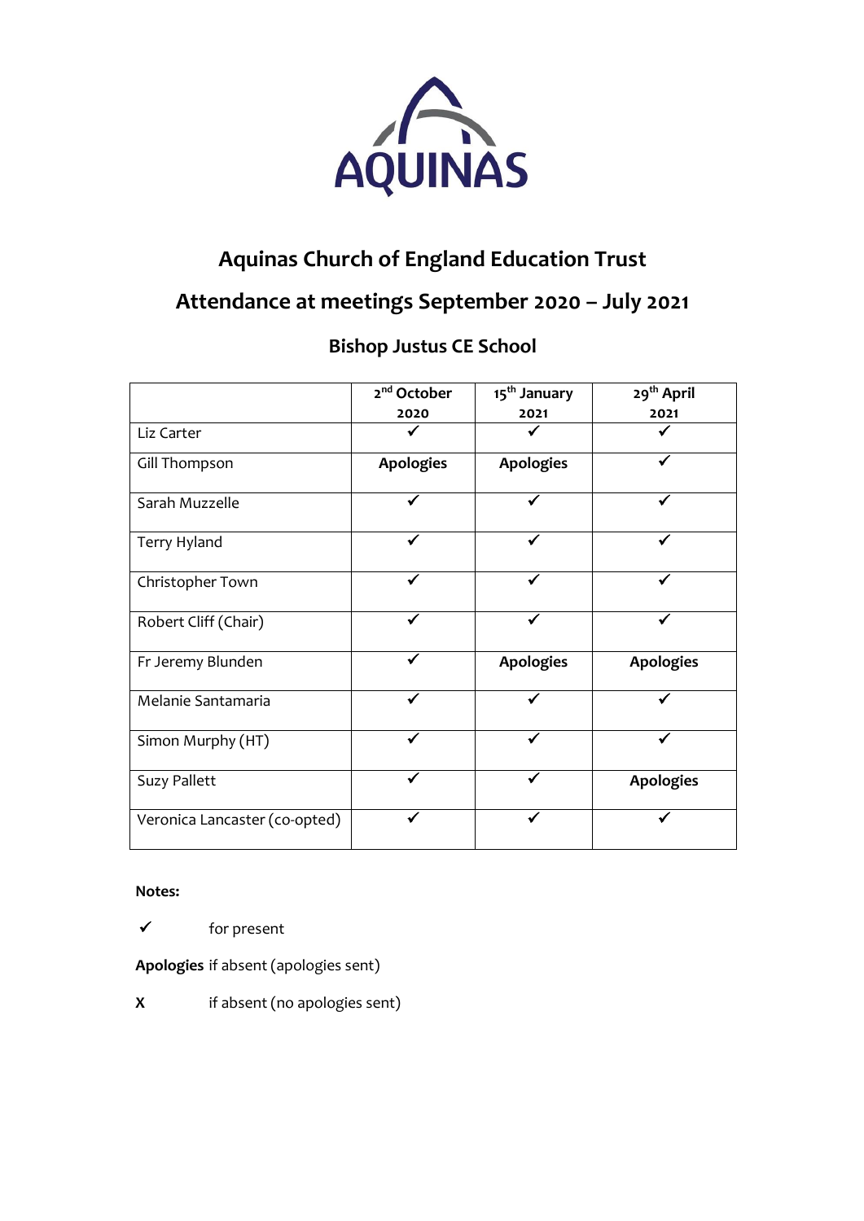AQUINAS

# Aquinas Church of England Education Trust

## Attendance at meetings September 2020 – July 2021

### Bishop Justus CE School

| | 2nd October 2020 | 15th January 2021 | 29th April 2021 |
|---|---|---|---|
| Liz Carter | ✓ | ✓ | ✓ |
| Gill Thompson | **Apologies** | **Apologies** | ✓ |
| Sarah Muzzelle | ✓ | ✓ | ✓ |
| Terry Hyland | ✓ | ✓ | ✓ |
| Christopher Town | ✓ | ✓ | ✓ |
| Robert Cliff (Chair) | ✓ | ✓ | ✓ |
| Fr Jeremy Blunden | ✓ | **Apologies** | **Apologies** |
| Melanie Santamaria | ✓ | ✓ | ✓ |
| Simon Murphy (HT) | ✓ | ✓ | ✓ |
| Suzy Pallett | ✓ | ✓ | **Apologies** |
| Veronica Lancaster (co-opted) | ✓ | ✓ | ✓ |

**Notes:**

✓ for present

**Apologies** if absent (apologies sent)

**X** if absent (no apologies sent)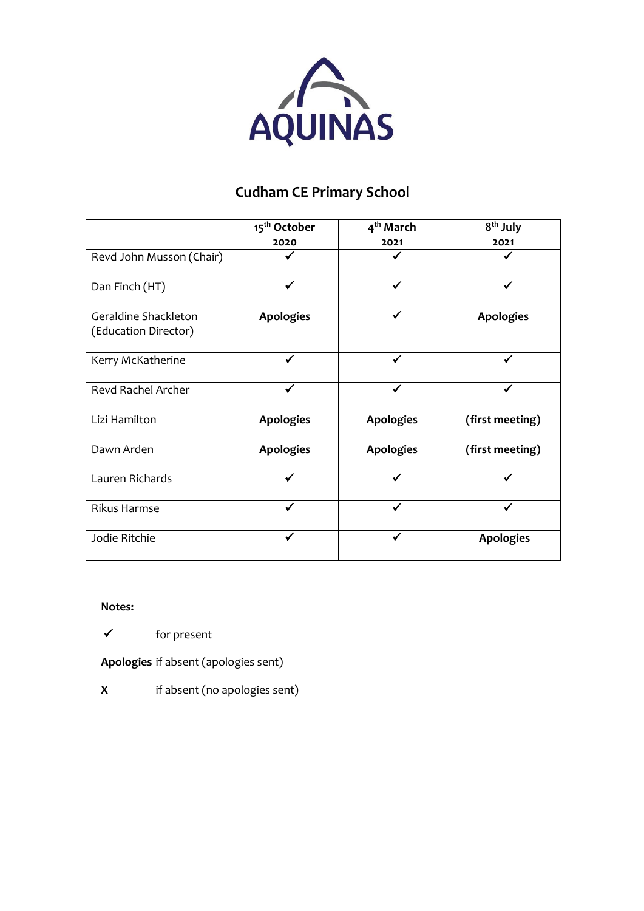AQUINAS

## Cudham CE Primary School

| | 15th October 2020 | 4th March 2021 | 8th July 2021 |
|---|---|---|---|
| Revd John Musson (Chair) | ✓ | ✓ | ✓ |
| Dan Finch (HT) | ✓ | ✓ | ✓ |
| Geraldine Shackleton (Education Director) | **Apologies** | ✓ | **Apologies** |
| Kerry McKatherine | ✓ | ✓ | ✓ |
| Revd Rachel Archer | ✓ | ✓ | ✓ |
| Lizi Hamilton | **Apologies** | **Apologies** | **(first meeting)** |
| Dawn Arden | **Apologies** | **Apologies** | **(first meeting)** |
| Lauren Richards | ✓ | ✓ | ✓ |
| Rikus Harmse | ✓ | ✓ | ✓ |
| Jodie Ritchie | ✓ | ✓ | **Apologies** |

**Notes:**

✓ for present

**Apologies** if absent (apologies sent)

**X** if absent (no apologies sent)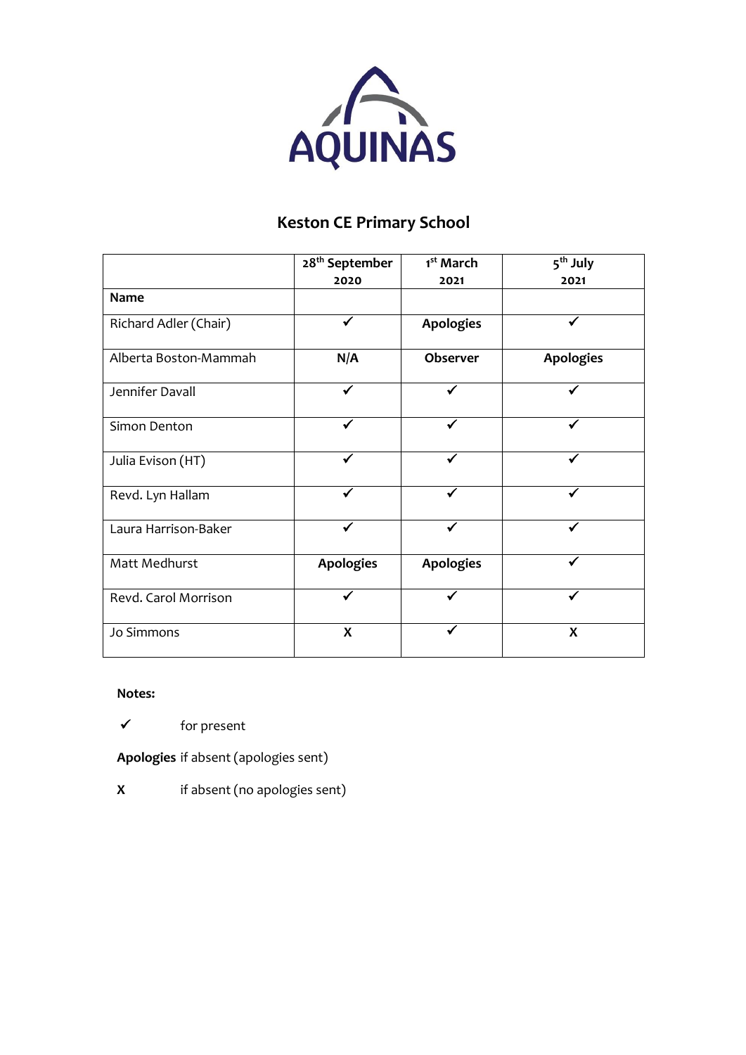AQUINAS

# Keston CE Primary School

| | 28th September 2020 | 1st March 2021 | 5th July 2021 |
|---|---|---|---|
| **Name** | | | |
| Richard Adler (Chair) | ✓ | **Apologies** | ✓ |
| Alberta Boston-Mammah | **N/A** | **Observer** | **Apologies** |
| Jennifer Davall | ✓ | ✓ | ✓ |
| Simon Denton | ✓ | ✓ | ✓ |
| Julia Evison (HT) | ✓ | ✓ | ✓ |
| Revd. Lyn Hallam | ✓ | ✓ | ✓ |
| Laura Harrison-Baker | ✓ | ✓ | ✓ |
| Matt Medhurst | **Apologies** | **Apologies** | ✓ |
| Revd. Carol Morrison | ✓ | ✓ | ✓ |
| Jo Simmons | **X** | ✓ | **X** |

**Notes:**

✓ for present

**Apologies** if absent (apologies sent)

**X** if absent (no apologies sent)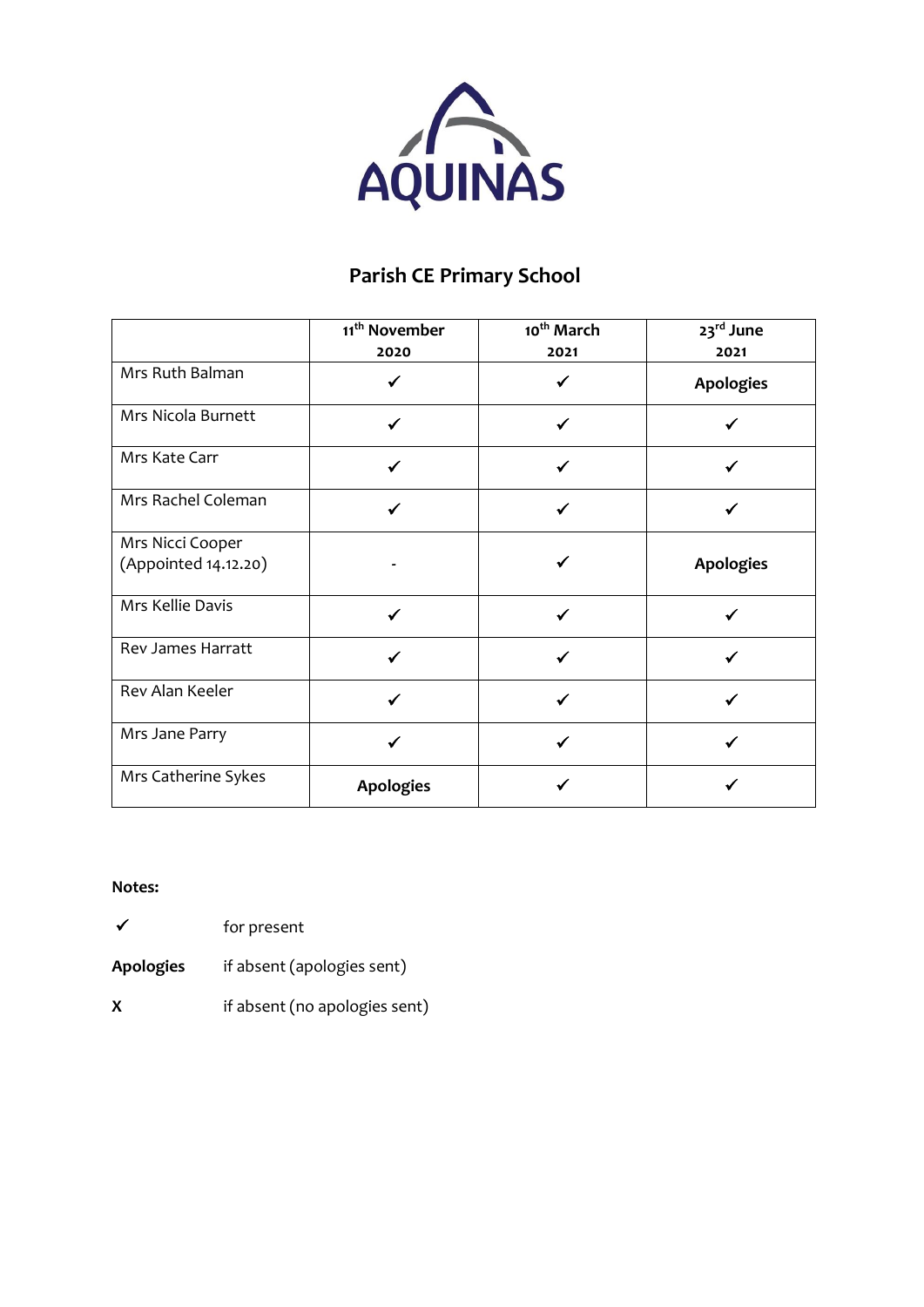AQUINAS

## Parish CE Primary School

| | 11th November 2020 | 10th March 2021 | 23rd June 2021 |
|---|---|---|---|
| Mrs Ruth Balman | ✓ | ✓ | **Apologies** |
| Mrs Nicola Burnett | ✓ | ✓ | ✓ |
| Mrs Kate Carr | ✓ | ✓ | ✓ |
| Mrs Rachel Coleman | ✓ | ✓ | ✓ |
| Mrs Nicci Cooper (Appointed 14.12.20) | - | ✓ | **Apologies** |
| Mrs Kellie Davis | ✓ | ✓ | ✓ |
| Rev James Harratt | ✓ | ✓ | ✓ |
| Rev Alan Keeler | ✓ | ✓ | ✓ |
| Mrs Jane Parry | ✓ | ✓ | ✓ |
| Mrs Catherine Sykes | **Apologies** | ✓ | ✓ |

**Notes:**

✓ for present

**Apologies** if absent (apologies sent)

**X** if absent (no apologies sent)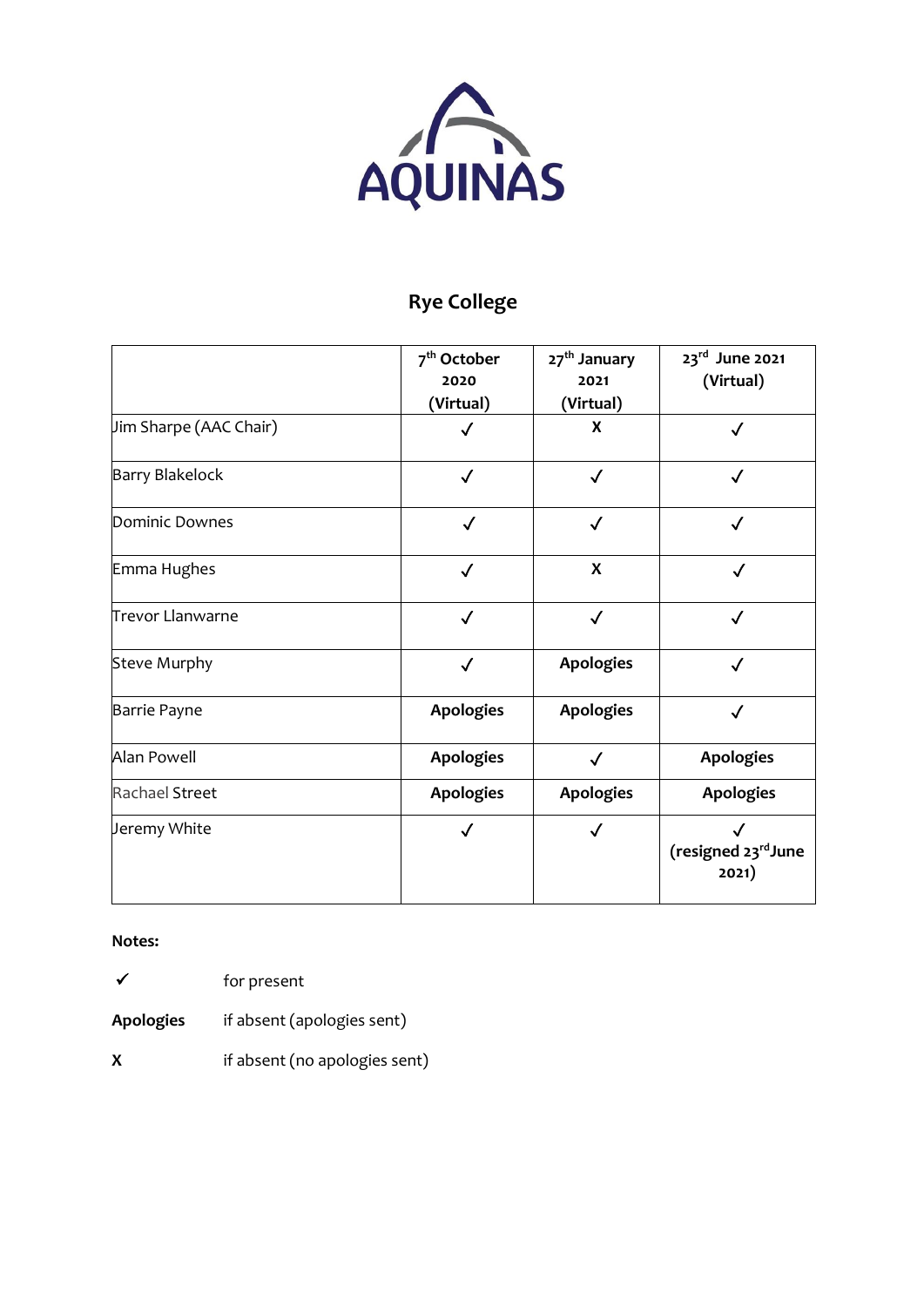AQUINAS

## Rye College

| | 7th October 2020 (Virtual) | 27th January 2021 (Virtual) | 23rd June 2021 (Virtual) |
|---|---|---|---|
| Jim Sharpe (AAC Chair) | ✓ | **X** | ✓ |
| Barry Blakelock | ✓ | ✓ | ✓ |
| Dominic Downes | ✓ | ✓ | ✓ |
| Emma Hughes | ✓ | **X** | ✓ |
| Trevor Llanwarne | ✓ | ✓ | ✓ |
| Steve Murphy | ✓ | **Apologies** | ✓ |
| Barrie Payne | **Apologies** | **Apologies** | ✓ |
| Alan Powell | **Apologies** | ✓ | **Apologies** |
| Rachael Street | **Apologies** | **Apologies** | **Apologies** |
| Jeremy White | ✓ | ✓ | ✓ **(resigned 23rd June 2021)** |

**Notes:**

✓ for present

**Apologies** if absent (apologies sent)

**X** if absent (no apologies sent)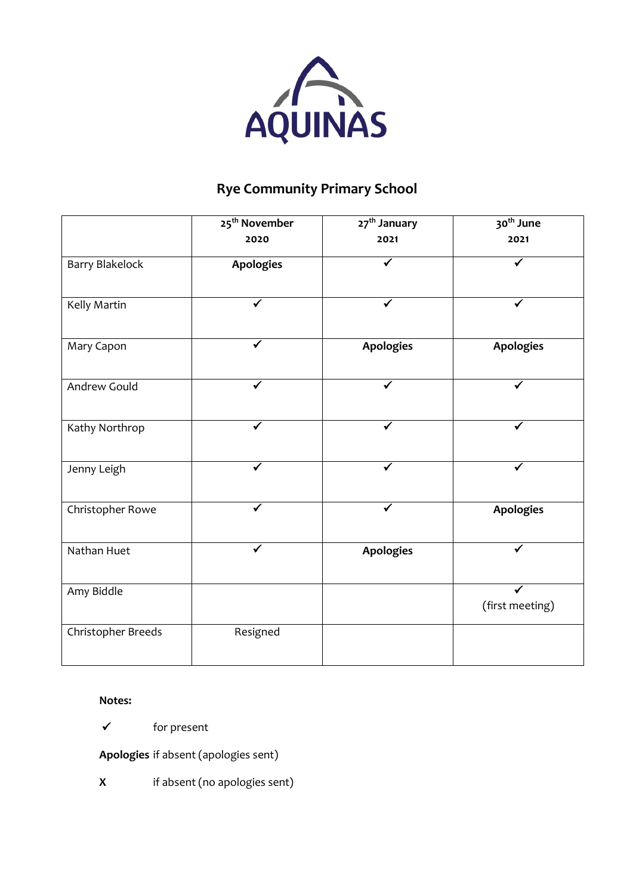AQUINAS

## Rye Community Primary School

| | 25th November 2020 | 27th January 2021 | 30th June 2021 |
|---|---|---|---|
| Barry Blakelock | **Apologies** | ✓ | ✓ |
| Kelly Martin | ✓ | ✓ | ✓ |
| Mary Capon | ✓ | **Apologies** | **Apologies** |
| Andrew Gould | ✓ | ✓ | ✓ |
| Kathy Northrop | ✓ | ✓ | ✓ |
| Jenny Leigh | ✓ | ✓ | ✓ |
| Christopher Rowe | ✓ | ✓ | **Apologies** |
| Nathan Huet | ✓ | **Apologies** | ✓ |
| Amy Biddle | | | ✓ (first meeting) |
| Christopher Breeds | Resigned | | |

**Notes:**

✓ for present

**Apologies** if absent (apologies sent)

**X** if absent (no apologies sent)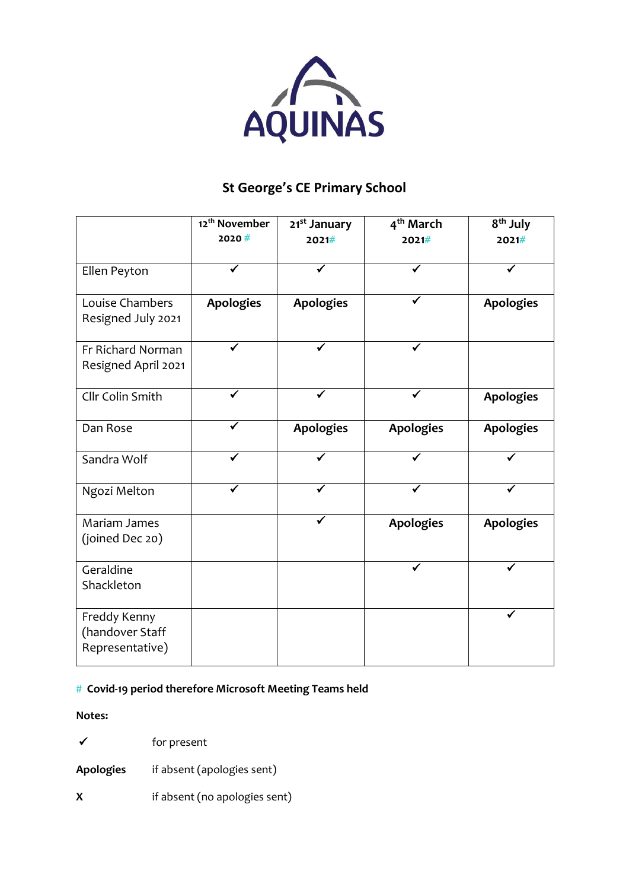AQUINAS

## St George's CE Primary School

| | 12th November 2020 # | 21st January 2021# | 4th March 2021# | 8th July 2021# |
|---|---|---|---|---|
| Ellen Peyton | ✓ | ✓ | ✓ | ✓ |
| Louise Chambers Resigned July 2021 | **Apologies** | **Apologies** | ✓ | **Apologies** |
| Fr Richard Norman Resigned April 2021 | ✓ | ✓ | ✓ | |
| Cllr Colin Smith | ✓ | ✓ | ✓ | **Apologies** |
| Dan Rose | ✓ | **Apologies** | **Apologies** | **Apologies** |
| Sandra Wolf | ✓ | ✓ | ✓ | ✓ |
| Ngozi Melton | ✓ | ✓ | ✓ | ✓ |
| Mariam James (joined Dec 20) | | ✓ | **Apologies** | **Apologies** |
| Geraldine Shackleton | | | ✓ | ✓ |
| Freddy Kenny (handover Staff Representative) | | | | ✓ |

\# **Covid-19 period therefore Microsoft Meeting Teams held**

**Notes:**

✓ for present

**Apologies** if absent (apologies sent)

**X** if absent (no apologies sent)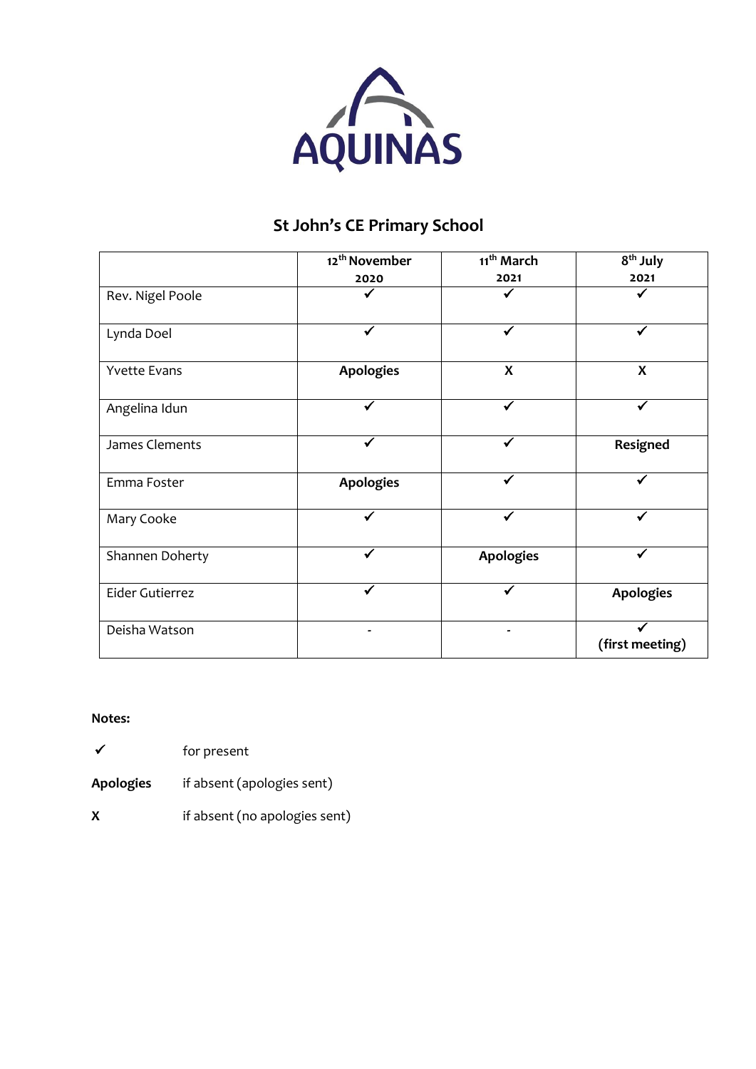AQUINAS

## St John's CE Primary School

| | 12th November 2020 | 11th March 2021 | 8th July 2021 |
|---|---|---|---|
| Rev. Nigel Poole | ✓ | ✓ | ✓ |
| Lynda Doel | ✓ | ✓ | ✓ |
| Yvette Evans | **Apologies** | **X** | **X** |
| Angelina Idun | ✓ | ✓ | ✓ |
| James Clements | ✓ | ✓ | **Resigned** |
| Emma Foster | **Apologies** | ✓ | ✓ |
| Mary Cooke | ✓ | ✓ | ✓ |
| Shannen Doherty | ✓ | **Apologies** | ✓ |
| Eider Gutierrez | ✓ | ✓ | **Apologies** |
| Deisha Watson | - | - | ✓ **(first meeting)** |

**Notes:**

✓ for present

**Apologies** if absent (apologies sent)

**X** if absent (no apologies sent)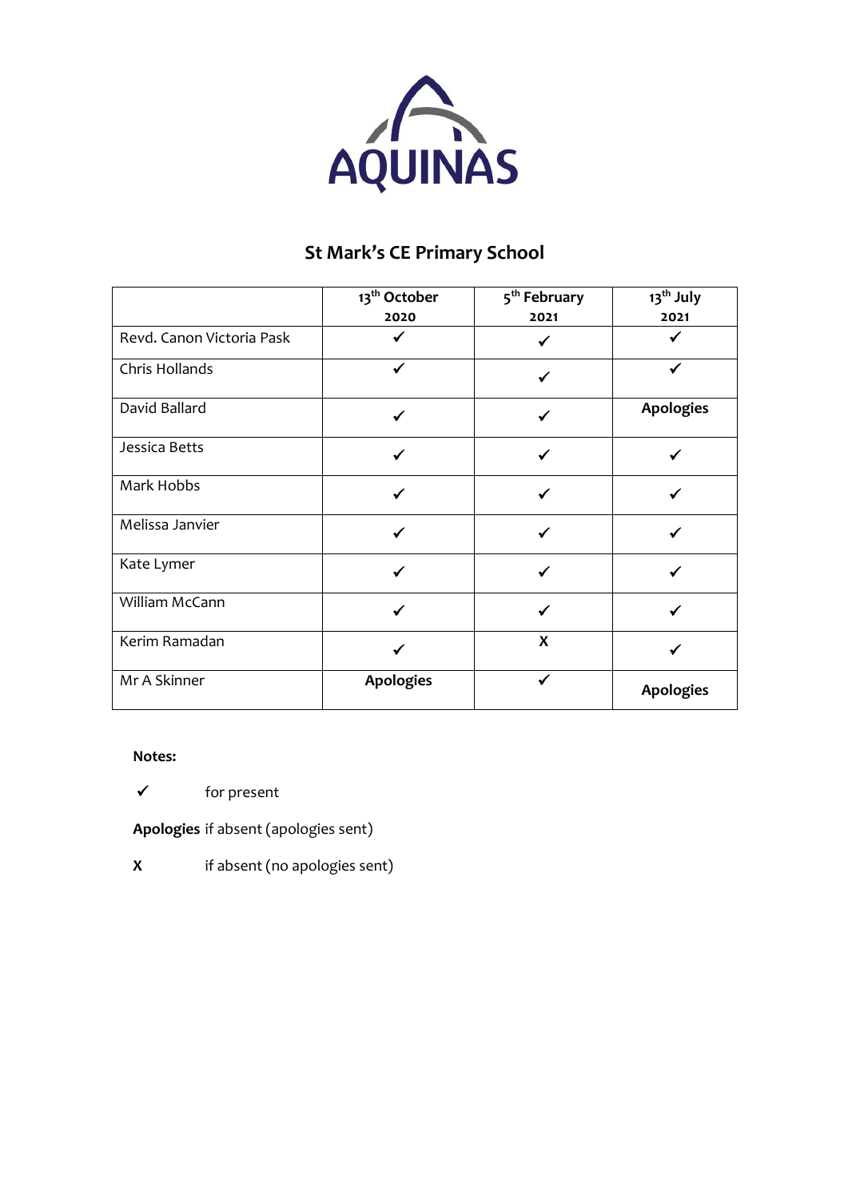AQUINAS

# St Mark's CE Primary School

| | 13th October 2020 | 5th February 2021 | 13th July 2021 |
|---|---|---|---|
| Revd. Canon Victoria Pask | ✓ | ✓ | ✓ |
| Chris Hollands | ✓ | ✓ | ✓ |
| David Ballard | ✓ | ✓ | **Apologies** |
| Jessica Betts | ✓ | ✓ | ✓ |
| Mark Hobbs | ✓ | ✓ | ✓ |
| Melissa Janvier | ✓ | ✓ | ✓ |
| Kate Lymer | ✓ | ✓ | ✓ |
| William McCann | ✓ | ✓ | ✓ |
| Kerim Ramadan | ✓ | **X** | ✓ |
| Mr A Skinner | **Apologies** | ✓ | **Apologies** |

**Notes:**

✓ for present

**Apologies** if absent (apologies sent)

**X** if absent (no apologies sent)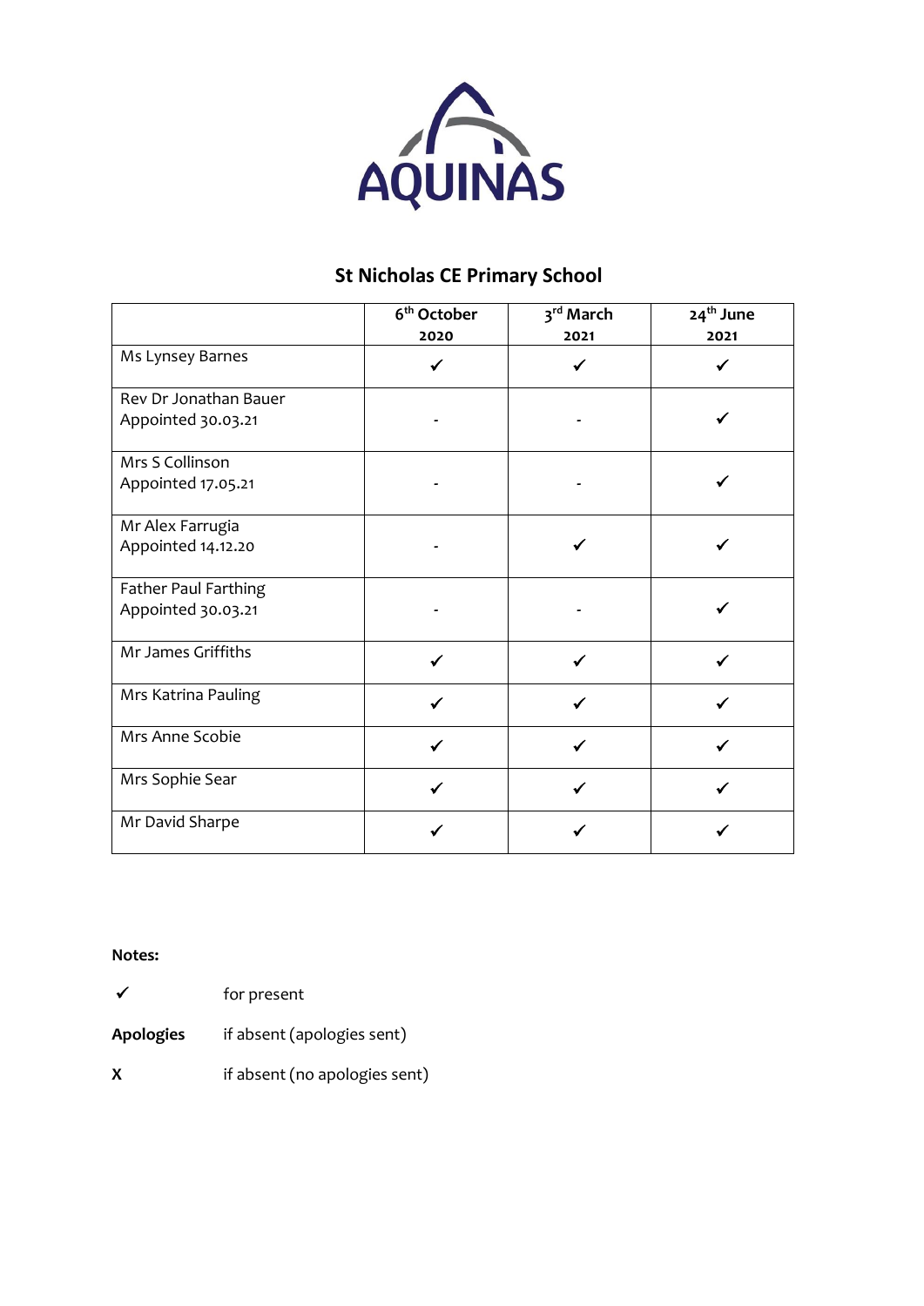AQUINAS

## St Nicholas CE Primary School

| | 6th October 2020 | 3rd March 2021 | 24th June 2021 |
|---|---|---|---|
| Ms Lynsey Barnes | ✓ | ✓ | ✓ |
| Rev Dr Jonathan Bauer<br>Appointed 30.03.21 | - | - | ✓ |
| Mrs S Collinson<br>Appointed 17.05.21 | - | - | ✓ |
| Mr Alex Farrugia<br>Appointed 14.12.20 | - | ✓ | ✓ |
| Father Paul Farthing<br>Appointed 30.03.21 | - | - | ✓ |
| Mr James Griffiths | ✓ | ✓ | ✓ |
| Mrs Katrina Pauling | ✓ | ✓ | ✓ |
| Mrs Anne Scobie | ✓ | ✓ | ✓ |
| Mrs Sophie Sear | ✓ | ✓ | ✓ |
| Mr David Sharpe | ✓ | ✓ | ✓ |

**Notes:**

✓ for present

**Apologies** if absent (apologies sent)

**X** if absent (no apologies sent)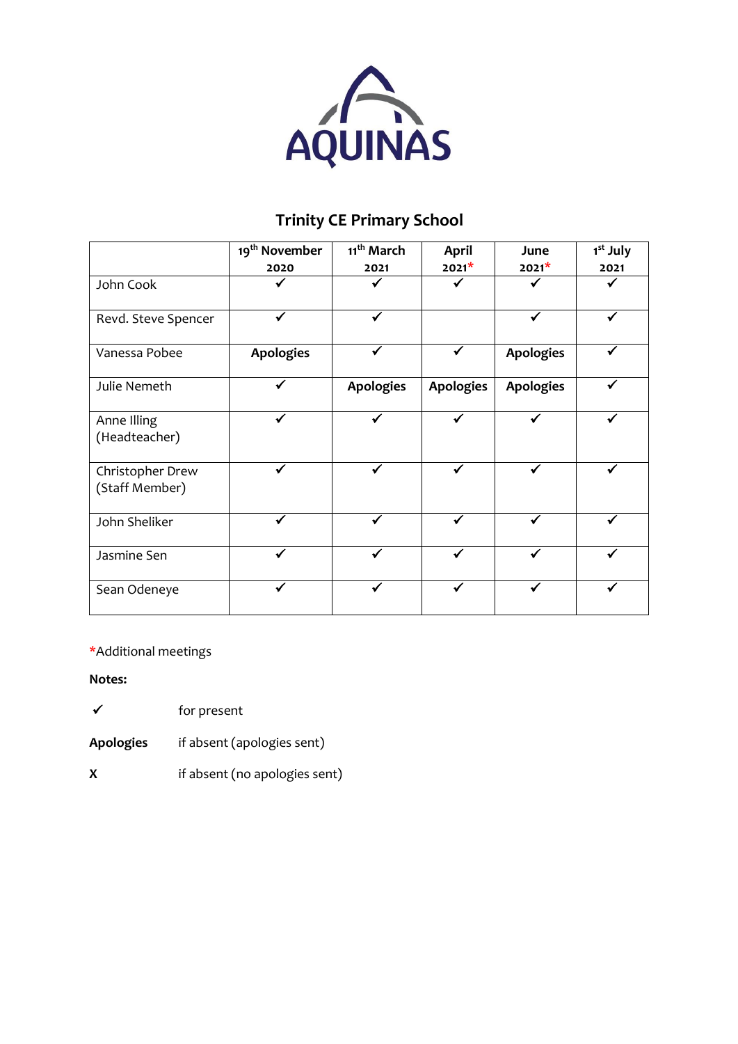AQUINAS

## Trinity CE Primary School

| | 19th November 2020 | 11th March 2021 | April 2021* | June 2021* | 1st July 2021 |
|---|---|---|---|---|---|
| John Cook | ✓ | ✓ | ✓ | ✓ | ✓ |
| Revd. Steve Spencer | ✓ | ✓ | | ✓ | ✓ |
| Vanessa Pobee | **Apologies** | ✓ | ✓ | **Apologies** | ✓ |
| Julie Nemeth | ✓ | **Apologies** | **Apologies** | **Apologies** | ✓ |
| Anne Illing (Headteacher) | ✓ | ✓ | ✓ | ✓ | ✓ |
| Christopher Drew (Staff Member) | ✓ | ✓ | ✓ | ✓ | ✓ |
| John Sheliker | ✓ | ✓ | ✓ | ✓ | ✓ |
| Jasmine Sen | ✓ | ✓ | ✓ | ✓ | ✓ |
| Sean Odeneye | ✓ | ✓ | ✓ | ✓ | ✓ |

*Additional meetings

**Notes:**

✓ for present

**Apologies** if absent (apologies sent)

**X** if absent (no apologies sent)